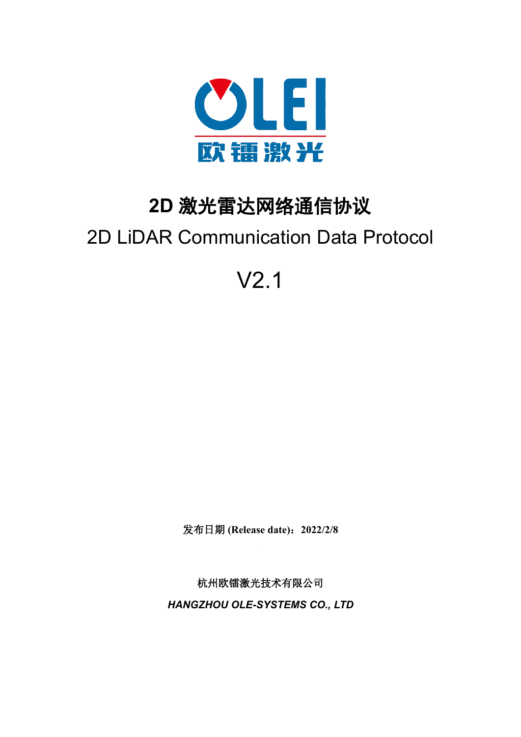OLEI

欧镭激光

# 2D 激光雷达网络通信协议

# 2D LiDAR Communication Data Protocol

# V2.1

**发布日期 (Release date)：2022/2/8**

杭州欧镭激光技术有限公司

***HANGZHOU OLE-SYSTEMS CO., LTD***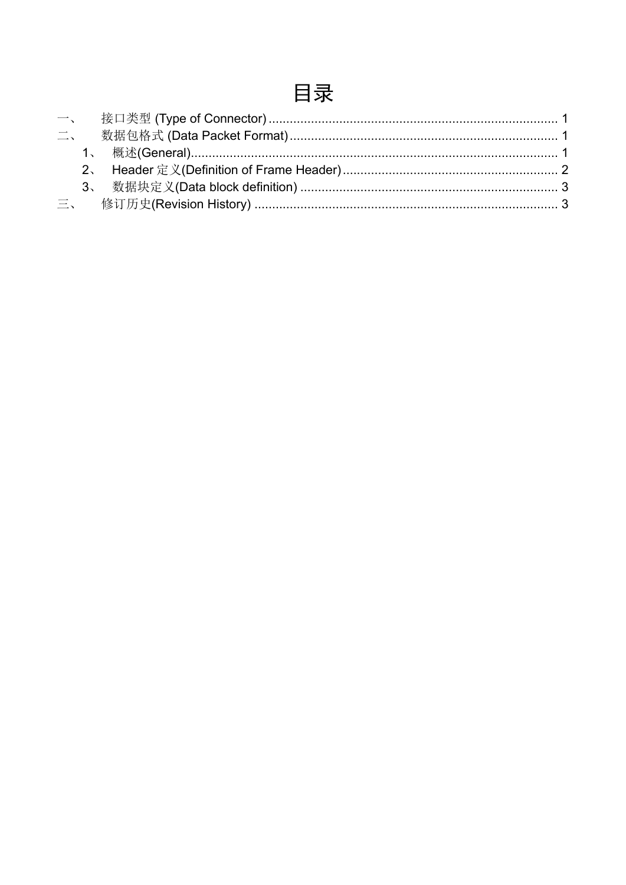# 目录

一、 接口类型 (Type of Connector) ........................................................................ 1

二、 数据包格式 (Data Packet Format) .................................................................. 1

- 1、 概述(General) ............................................................................................. 1
- 2、 Header 定义(Definition of Frame Header) ................................................... 2
- 3、 数据块定义(Data block definition) .............................................................. 3

三、 修订历史(Revision History) ............................................................................ 3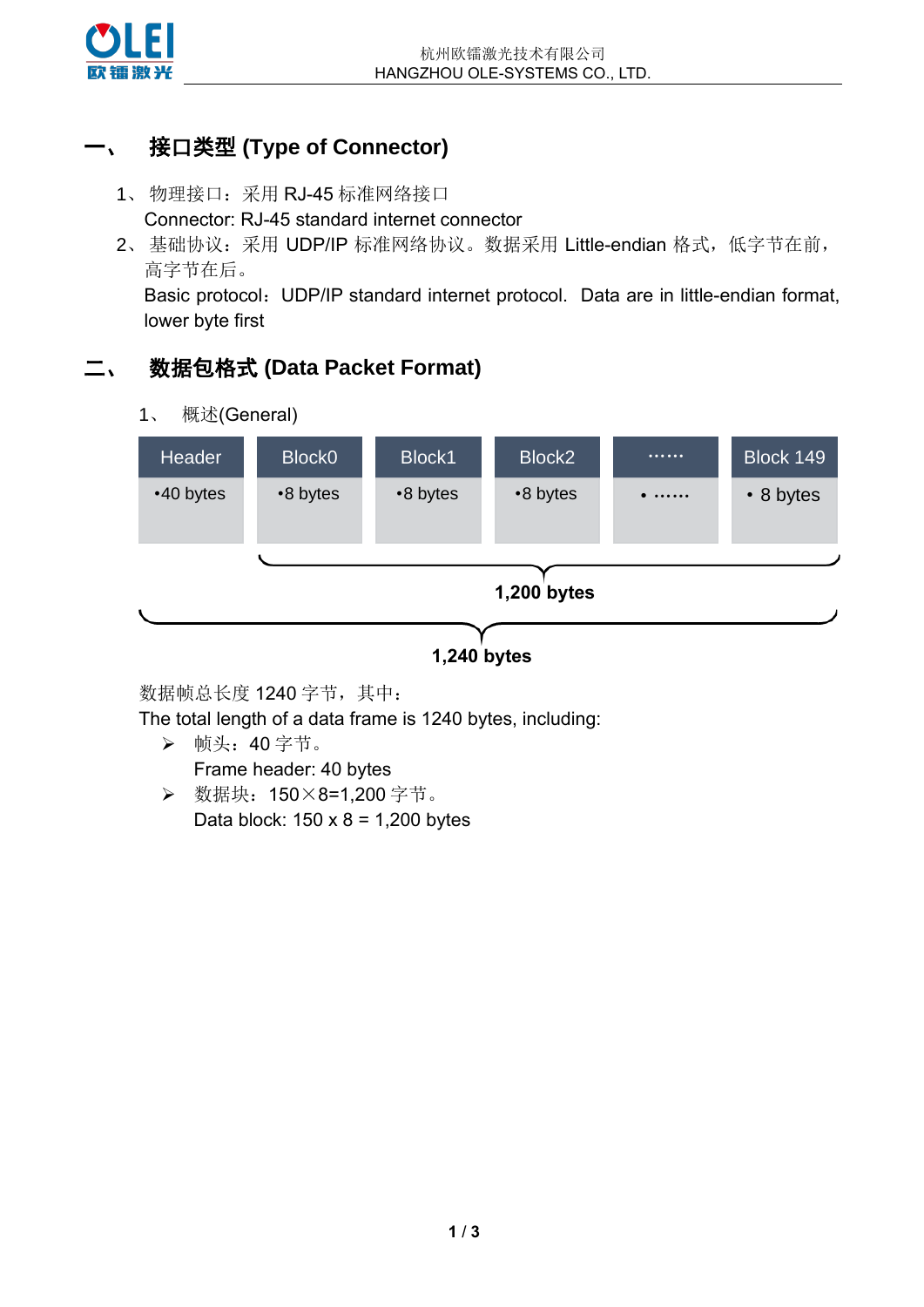## 一、 接口类型 (Type of Connector)

1、物理接口：采用 RJ-45 标准网络接口
Connector: RJ-45 standard internet connector

2、基础协议：采用 UDP/IP 标准网络协议。数据采用 Little-endian 格式，低字节在前，高字节在后。
Basic protocol：UDP/IP standard internet protocol. Data are in little-endian format, lower byte first

## 二、 数据包格式 (Data Packet Format)

1、 概述(General)

| Header | Block0 | Block1 | Block2 | …… | Block 149 |
|---|---|---|---|---|---|
| •40 bytes | •8 bytes | •8 bytes | •8 bytes | • …… | • 8 bytes |

Block0 – Block 149: **1,200 bytes**

Header – Block 149: **1,240 bytes**

数据帧总长度 1240 字节，其中：
The total length of a data frame is 1240 bytes, including:

- 帧头：40 字节。
  Frame header: 40 bytes
- 数据块：150×8=1,200 字节。
  Data block: 150 x 8 = 1,200 bytes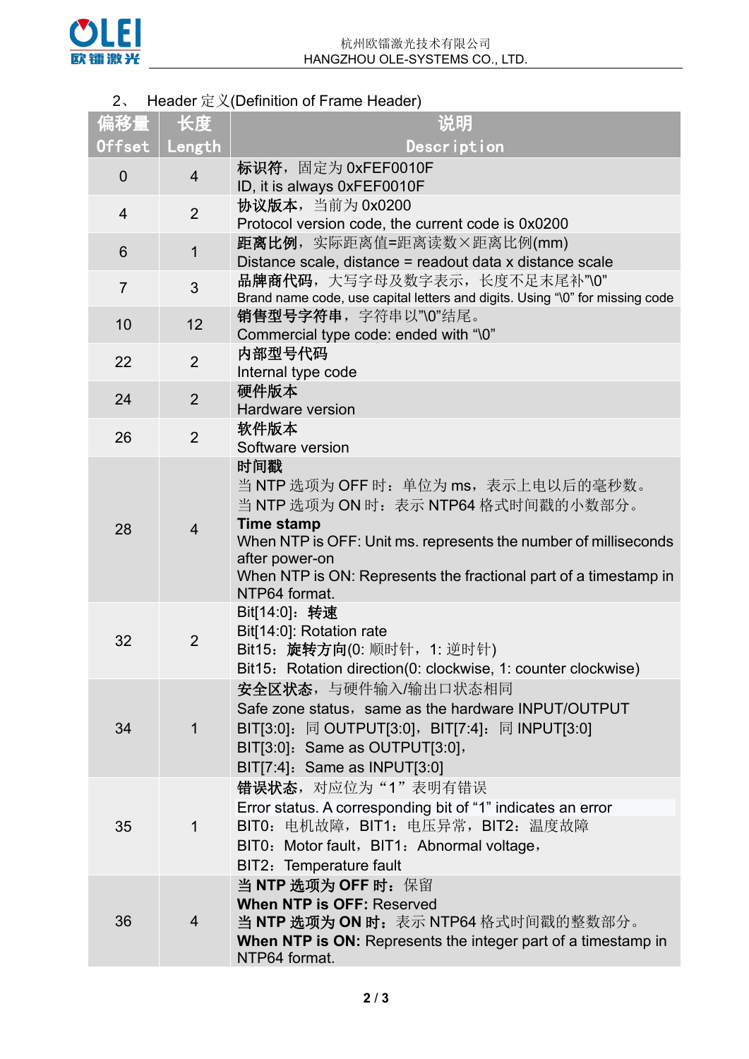2、 Header 定义(Definition of Frame Header)

| 偏移量 Offset | 长度 Length | 说明 Description |
|---|---|---|
| 0 | 4 | **标识符**，固定为 0xFEF0010F<br>ID, it is always 0xFEF0010F |
| 4 | 2 | **协议版本**，当前为 0x0200<br>Protocol version code, the current code is 0x0200 |
| 6 | 1 | **距离比例**，实际距离值=距离读数×距离比例(mm)<br>Distance scale, distance = readout data x distance scale |
| 7 | 3 | **品牌商代码**，大写字母及数字表示，长度不足末尾补"\0"<br>Brand name code, use capital letters and digits. Using "\0" for missing code |
| 10 | 12 | **销售型号字符串**，字符串以"\0"结尾。<br>Commercial type code: ended with "\0" |
| 22 | 2 | **内部型号代码**<br>Internal type code |
| 24 | 2 | **硬件版本**<br>Hardware version |
| 26 | 2 | **软件版本**<br>Software version |
| 28 | 4 | **时间戳**<br>当 NTP 选项为 OFF 时：单位为 ms，表示上电以后的毫秒数。<br>当 NTP 选项为 ON 时：表示 NTP64 格式时间戳的小数部分。<br>**Time stamp**<br>When NTP is OFF: Unit ms. represents the number of milliseconds after power-on<br>When NTP is ON: Represents the fractional part of a timestamp in NTP64 format. |
| 32 | 2 | Bit[14:0]：**转速**<br>Bit[14:0]: Rotation rate<br>Bit15：**旋转方向**(0: 顺时针，1: 逆时针)<br>Bit15：Rotation direction(0: clockwise, 1: counter clockwise) |
| 34 | 1 | **安全区状态**，与硬件输入/输出口状态相同<br>Safe zone status，same as the hardware INPUT/OUTPUT<br>BIT[3:0]：同 OUTPUT[3:0]，BIT[7:4]：同 INPUT[3:0]<br>BIT[3:0]：Same as OUTPUT[3:0]，<br>BIT[7:4]：Same as INPUT[3:0] |
| 35 | 1 | **错误状态**，对应位为"1"表明有错误<br>Error status. A corresponding bit of "1" indicates an error<br>BIT0：电机故障，BIT1：电压异常，BIT2：温度故障<br>BIT0：Motor fault，BIT1：Abnormal voltage，<br>BIT2：Temperature fault |
| 36 | 4 | **当 NTP 选项为 OFF 时：**保留<br>**When NTP is OFF:** Reserved<br>**当 NTP 选项为 ON 时：**表示 NTP64 格式时间戳的整数部分。<br>**When NTP is ON:** Represents the integer part of a timestamp in NTP64 format. |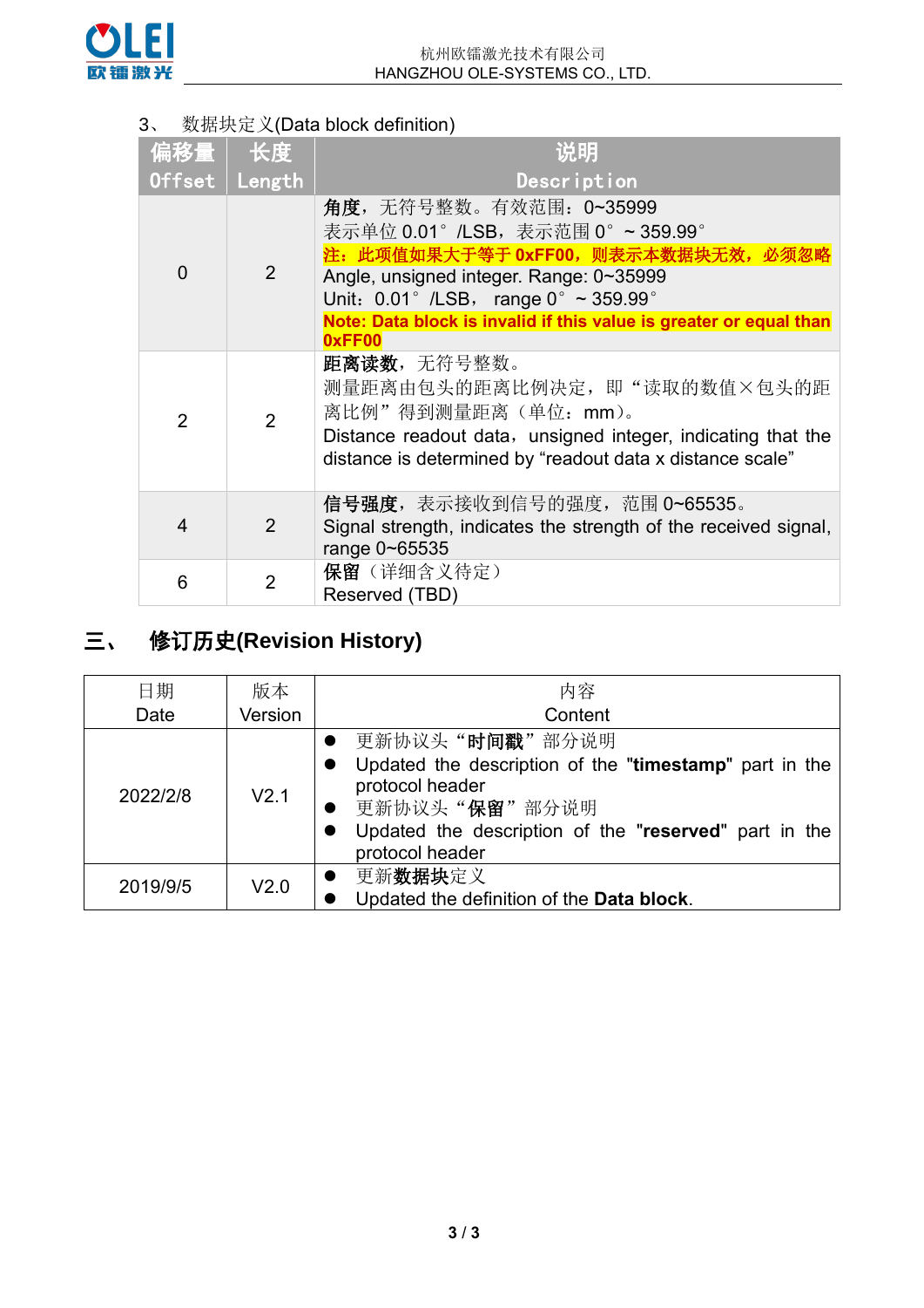3、 数据块定义(Data block definition)

| 偏移量 Offset | 长度 Length | 说明 Description |
|---|---|---|
| 0 | 2 | **角度**，无符号整数。有效范围：0~35999<br>表示单位 0.01° /LSB，表示范围 0° ~ 359.99°<br>**注：此项值如果大于等于 0xFF00，则表示本数据块无效，必须忽略**<br>Angle, unsigned integer. Range: 0~35999<br>Unit：0.01° /LSB， range 0° ~ 359.99°<br>**Note: Data block is invalid if this value is greater or equal than 0xFF00** |
| 2 | 2 | **距离读数**，无符号整数。<br>测量距离由包头的距离比例决定，即“读取的数值×包头的距离比例”得到测量距离（单位：mm）。<br>Distance readout data，unsigned integer, indicating that the distance is determined by “readout data x distance scale” |
| 4 | 2 | **信号强度**，表示接收到信号的强度，范围 0~65535。<br>Signal strength, indicates the strength of the received signal, range 0~65535 |
| 6 | 2 | **保留**（详细含义待定）<br>Reserved (TBD) |

## 三、 修订历史(Revision History)

| 日期 Date | 版本 Version | 内容 Content |
|---|---|---|
| 2022/2/8 | V2.1 | ● 更新协议头“**时间戳**”部分说明<br>● Updated the description of the "**timestamp**" part in the protocol header<br>● 更新协议头“**保留**”部分说明<br>● Updated the description of the "**reserved**" part in the protocol header |
| 2019/9/5 | V2.0 | ● 更新**数据块**定义<br>● Updated the definition of the **Data block**. |